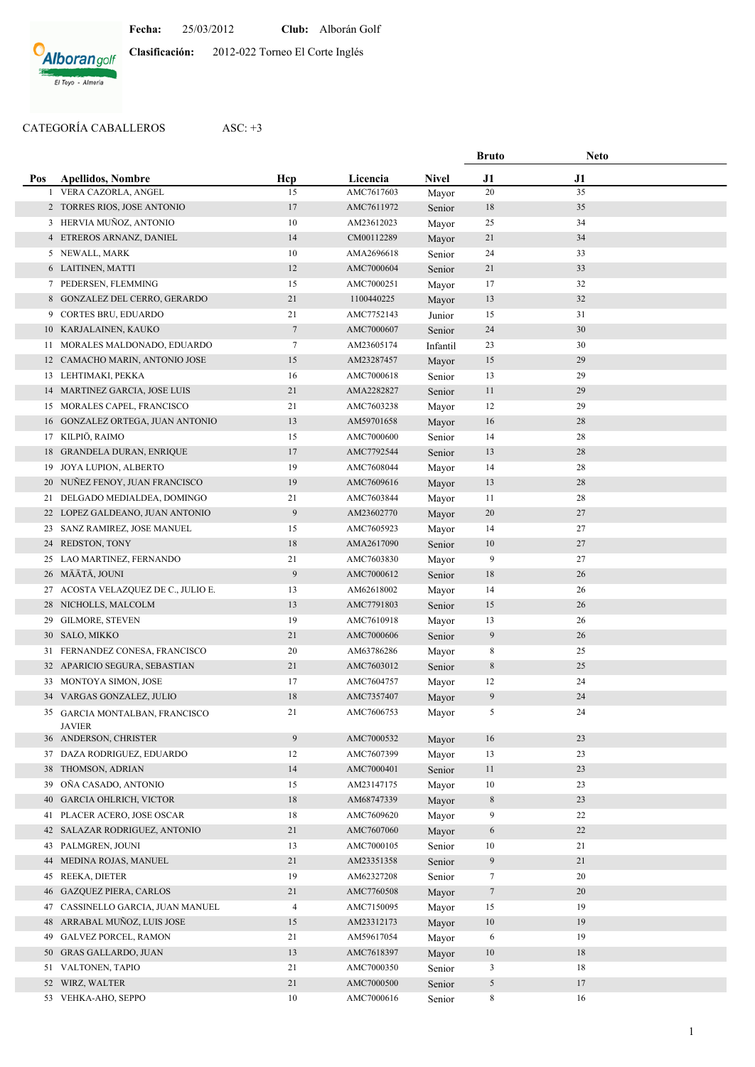**Fecha:** 25/03/2012 **Club:** Alborán Golf

**Clasificación:** 2012-022 Torneo El Corte Inglés

CATEGORÍA CABALLEROS ASC: +3

| Pos | Apellidos, Nombre | Hcp | Licencia | Nivel | Bruto J1 | Neto J1 |
|---|---|---|---|---|---|---|
| 1 | VERA CAZORLA, ANGEL | 15 | AMC7617603 | Mayor | 20 | 35 |
| 2 | TORRES RIOS, JOSE ANTONIO | 17 | AMC7611972 | Senior | 18 | 35 |
| 3 | HERVIA MUÑOZ, ANTONIO | 10 | AM23612023 | Mayor | 25 | 34 |
| 4 | ETREROS ARNANZ, DANIEL | 14 | CM00112289 | Mayor | 21 | 34 |
| 5 | NEWALL, MARK | 10 | AMA2696618 | Senior | 24 | 33 |
| 6 | LAITINEN, MATTI | 12 | AMC7000604 | Senior | 21 | 33 |
| 7 | PEDERSEN, FLEMMING | 15 | AMC7000251 | Mayor | 17 | 32 |
| 8 | GONZALEZ DEL CERRO, GERARDO | 21 | 1100440225 | Mayor | 13 | 32 |
| 9 | CORTES BRU, EDUARDO | 21 | AMC7752143 | Junior | 15 | 31 |
| 10 | KARJALAINEN, KAUKO | 7 | AMC7000607 | Senior | 24 | 30 |
| 11 | MORALES MALDONADO, EDUARDO | 7 | AM23605174 | Infantil | 23 | 30 |
| 12 | CAMACHO MARIN, ANTONIO JOSE | 15 | AM23287457 | Mayor | 15 | 29 |
| 13 | LEHTIMAKI, PEKKA | 16 | AMC7000618 | Senior | 13 | 29 |
| 14 | MARTINEZ GARCIA, JOSE LUIS | 21 | AMA2282827 | Senior | 11 | 29 |
| 15 | MORALES CAPEL, FRANCISCO | 21 | AMC7603238 | Mayor | 12 | 29 |
| 16 | GONZALEZ ORTEGA, JUAN ANTONIO | 13 | AM59701658 | Mayor | 16 | 28 |
| 17 | KILPIÖ, RAIMO | 15 | AMC7000600 | Senior | 14 | 28 |
| 18 | GRANDELA DURAN, ENRIQUE | 17 | AMC7792544 | Senior | 13 | 28 |
| 19 | JOYA LUPION, ALBERTO | 19 | AMC7608044 | Mayor | 14 | 28 |
| 20 | NUÑEZ FENOY, JUAN FRANCISCO | 19 | AMC7609616 | Mayor | 13 | 28 |
| 21 | DELGADO MEDIALDEA, DOMINGO | 21 | AMC7603844 | Mayor | 11 | 28 |
| 22 | LOPEZ GALDEANO, JUAN ANTONIO | 9 | AM23602770 | Mayor | 20 | 27 |
| 23 | SANZ RAMIREZ, JOSE MANUEL | 15 | AMC7605923 | Mayor | 14 | 27 |
| 24 | REDSTON, TONY | 18 | AMA2617090 | Senior | 10 | 27 |
| 25 | LAO MARTINEZ, FERNANDO | 21 | AMC7603830 | Mayor | 9 | 27 |
| 26 | MÄÄTÄ, JOUNI | 9 | AMC7000612 | Senior | 18 | 26 |
| 27 | ACOSTA VELAZQUEZ DE C., JULIO E. | 13 | AM62618002 | Mayor | 14 | 26 |
| 28 | NICHOLLS, MALCOLM | 13 | AMC7791803 | Senior | 15 | 26 |
| 29 | GILMORE, STEVEN | 19 | AMC7610918 | Mayor | 13 | 26 |
| 30 | SALO, MIKKO | 21 | AMC7000606 | Senior | 9 | 26 |
| 31 | FERNANDEZ CONESA, FRANCISCO | 20 | AM63786286 | Mayor | 8 | 25 |
| 32 | APARICIO SEGURA, SEBASTIAN | 21 | AMC7603012 | Senior | 8 | 25 |
| 33 | MONTOYA SIMON, JOSE | 17 | AMC7604757 | Mayor | 12 | 24 |
| 34 | VARGAS GONZALEZ, JULIO | 18 | AMC7357407 | Mayor | 9 | 24 |
| 35 | GARCIA MONTALBAN, FRANCISCO JAVIER | 21 | AMC7606753 | Mayor | 5 | 24 |
| 36 | ANDERSON, CHRISTER | 9 | AMC7000532 | Mayor | 16 | 23 |
| 37 | DAZA RODRIGUEZ, EDUARDO | 12 | AMC7607399 | Mayor | 13 | 23 |
| 38 | THOMSON, ADRIAN | 14 | AMC7000401 | Senior | 11 | 23 |
| 39 | OÑA CASADO, ANTONIO | 15 | AM23147175 | Mayor | 10 | 23 |
| 40 | GARCIA OHLRICH, VICTOR | 18 | AM68747339 | Mayor | 8 | 23 |
| 41 | PLACER ACERO, JOSE OSCAR | 18 | AMC7609620 | Mayor | 9 | 22 |
| 42 | SALAZAR RODRIGUEZ, ANTONIO | 21 | AMC7607060 | Mayor | 6 | 22 |
| 43 | PALMGREN, JOUNI | 13 | AMC7000105 | Senior | 10 | 21 |
| 44 | MEDINA ROJAS, MANUEL | 21 | AM23351358 | Senior | 9 | 21 |
| 45 | REEKA, DIETER | 19 | AM62327208 | Senior | 7 | 20 |
| 46 | GAZQUEZ PIERA, CARLOS | 21 | AMC7760508 | Mayor | 7 | 20 |
| 47 | CASSINELLO GARCIA, JUAN MANUEL | 4 | AMC7150095 | Mayor | 15 | 19 |
| 48 | ARRABAL MUÑOZ, LUIS JOSE | 15 | AM23312173 | Mayor | 10 | 19 |
| 49 | GALVEZ PORCEL, RAMON | 21 | AM59617054 | Mayor | 6 | 19 |
| 50 | GRAS GALLARDO, JUAN | 13 | AMC7618397 | Mayor | 10 | 18 |
| 51 | VALTONEN, TAPIO | 21 | AMC7000350 | Senior | 3 | 18 |
| 52 | WIRZ, WALTER | 21 | AMC7000500 | Senior | 5 | 17 |
| 53 | VEHKA-AHO, SEPPO | 10 | AMC7000616 | Senior | 8 | 16 |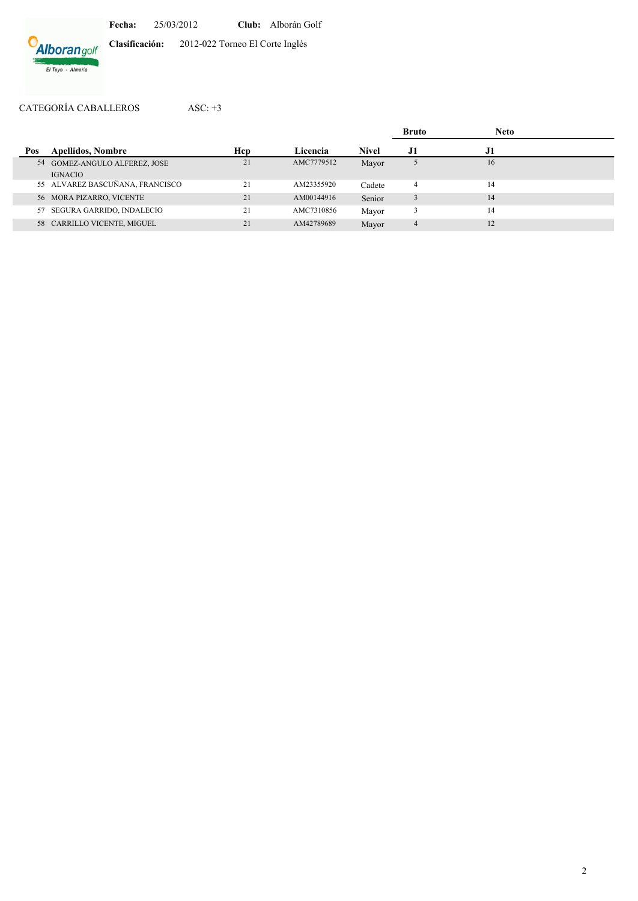**Fecha:** 25/03/2012 **Club:** Alborán Golf

**Clasificación:** 2012-022 Torneo El Corte Inglés

CATEGORÍA CABALLEROS ASC: +3

| | | | | | Bruto | Neto |
|---|---|---|---|---|---|---|
| **Pos** | **Apellidos, Nombre** | **Hcp** | **Licencia** | **Nivel** | **J1** | **J1** |
| 54 | GOMEZ-ANGULO ALFEREZ, JOSE IGNACIO | 21 | AMC7779512 | Mayor | 5 | 16 |
| 55 | ALVAREZ BASCUÑANA, FRANCISCO | 21 | AM23355920 | Cadete | 4 | 14 |
| 56 | MORA PIZARRO, VICENTE | 21 | AM00144916 | Senior | 3 | 14 |
| 57 | SEGURA GARRIDO, INDALECIO | 21 | AMC7310856 | Mayor | 3 | 14 |
| 58 | CARRILLO VICENTE, MIGUEL | 21 | AM42789689 | Mayor | 4 | 12 |